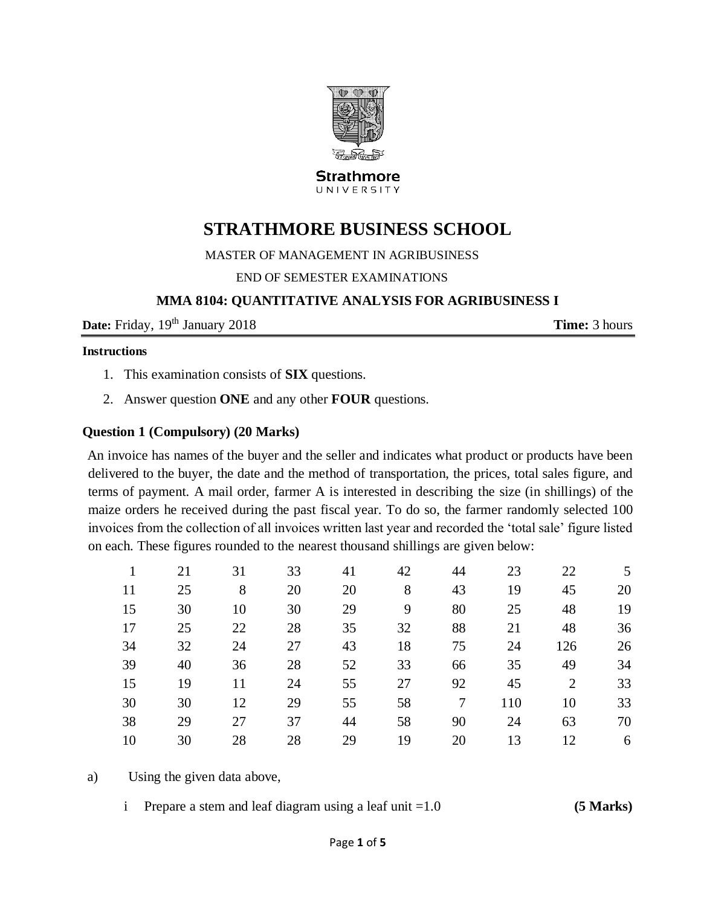Strathmore

UNIVERSITY

# STRATHMORE BUSINESS SCHOOL

MASTER OF MANAGEMENT IN AGRIBUSINESS

END OF SEMESTER EXAMINATIONS

### MMA 8104: QUANTITATIVE ANALYSIS FOR AGRIBUSINESS I

**Date:** Friday, 19th January 2018 **Time:** 3 hours

**Instructions**

1. This examination consists of **SIX** questions.
2. Answer question **ONE** and any other **FOUR** questions.

### Question 1 (Compulsory) (20 Marks)

An invoice has names of the buyer and the seller and indicates what product or products have been delivered to the buyer, the date and the method of transportation, the prices, total sales figure, and terms of payment. A mail order, farmer A is interested in describing the size (in shillings) of the maize orders he received during the past fiscal year. To do so, the farmer randomly selected 100 invoices from the collection of all invoices written last year and recorded the 'total sale' figure listed on each. These figures rounded to the nearest thousand shillings are given below:

| | | | | | | | | | |
|---|---|---|---|---|---|---|---|---|---|
| 1 | 21 | 31 | 33 | 41 | 42 | 44 | 23 | 22 | 5 |
| 11 | 25 | 8 | 20 | 20 | 8 | 43 | 19 | 45 | 20 |
| 15 | 30 | 10 | 30 | 29 | 9 | 80 | 25 | 48 | 19 |
| 17 | 25 | 22 | 28 | 35 | 32 | 88 | 21 | 48 | 36 |
| 34 | 32 | 24 | 27 | 43 | 18 | 75 | 24 | 126 | 26 |
| 39 | 40 | 36 | 28 | 52 | 33 | 66 | 35 | 49 | 34 |
| 15 | 19 | 11 | 24 | 55 | 27 | 92 | 45 | 2 | 33 |
| 30 | 30 | 12 | 29 | 55 | 58 | 7 | 110 | 10 | 33 |
| 38 | 29 | 27 | 37 | 44 | 58 | 90 | 24 | 63 | 70 |
| 10 | 30 | 28 | 28 | 29 | 19 | 20 | 13 | 12 | 6 |

a) Using the given data above,

i Prepare a stem and leaf diagram using a leaf unit =1.0 **(5 Marks)**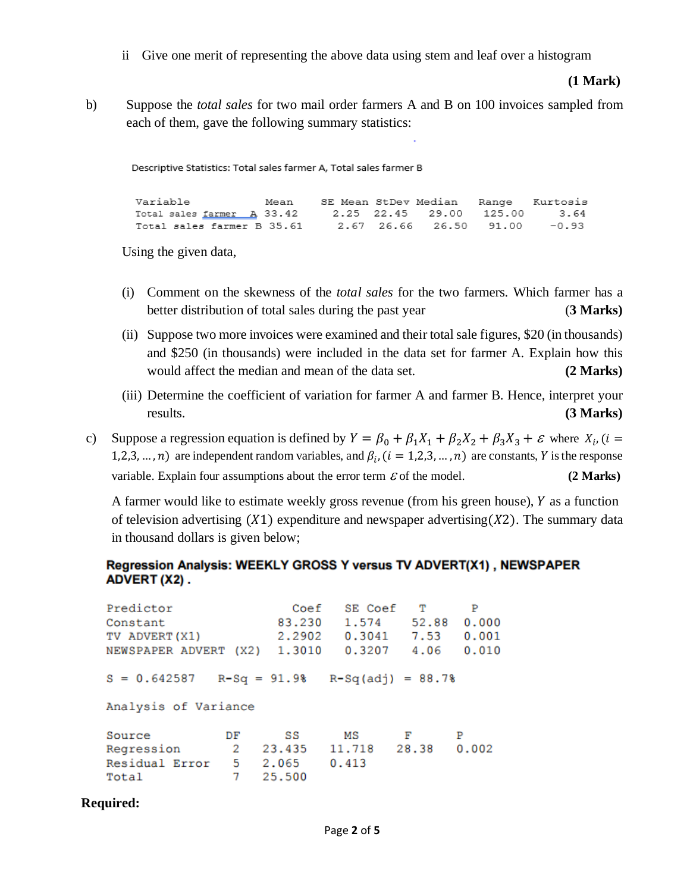ii Give one merit of representing the above data using stem and leaf over a histogram

**(1 Mark)**

b) Suppose the *total sales* for two mail order farmers A and B on 100 invoices sampled from each of them, gave the following summary statistics:

Descriptive Statistics: Total sales farmer A, Total sales farmer B

| Variable | Mean | SE Mean | StDev | Median | Range | Kurtosis |
|---|---|---|---|---|---|---|
| Total sales farmer A | 33.42 | 2.25 | 22.45 | 29.00 | 125.00 | 3.64 |
| Total sales farmer B | 35.61 | 2.67 | 26.66 | 26.50 | 91.00 | -0.93 |

Using the given data,

(i) Comment on the skewness of the *total sales* for the two farmers. Which farmer has a better distribution of total sales during the past year **(3 Marks)**

(ii) Suppose two more invoices were examined and their total sale figures, $20 (in thousands) and $250 (in thousands) were included in the data set for farmer A. Explain how this would affect the median and mean of the data set. **(2 Marks)**

(iii) Determine the coefficient of variation for farmer A and farmer B. Hence, interpret your results. **(3 Marks)**

c) Suppose a regression equation is defined by $Y = \beta_0 + \beta_1 X_1 + \beta_2 X_2 + \beta_3 X_3 + \varepsilon$ where $X_i, (i = 1,2,3, \dots, n)$ are independent random variables, and $\beta_i, (i = 1,2,3, \dots, n)$ are constants, $Y$ is the response variable. Explain four assumptions about the error term $\varepsilon$ of the model. **(2 Marks)**

A farmer would like to estimate weekly gross revenue (from his green house), $Y$ as a function of television advertising ($X1$) expenditure and newspaper advertising($X2$). The summary data in thousand dollars is given below;

**Regression Analysis: WEEKLY GROSS Y versus TV ADVERT(X1) , NEWSPAPER ADVERT (X2) .**

| Predictor | Coef | SE Coef | T | P |
|---|---|---|---|---|
| Constant | 83.230 | 1.574 | 52.88 | 0.000 |
| TV ADVERT(X1) | 2.2902 | 0.3041 | 7.53 | 0.001 |
| NEWSPAPER ADVERT (X2) | 1.3010 | 0.3207 | 4.06 | 0.010 |

S = 0.642587 R-Sq = 91.9% R-Sq(adj) = 88.7%

Analysis of Variance

| Source | DF | SS | MS | F | P |
|---|---|---|---|---|---|
| Regression | 2 | 23.435 | 11.718 | 28.38 | 0.002 |
| Residual Error | 5 | 2.065 | 0.413 | | |
| Total | 7 | 25.500 | | | |

**Required:**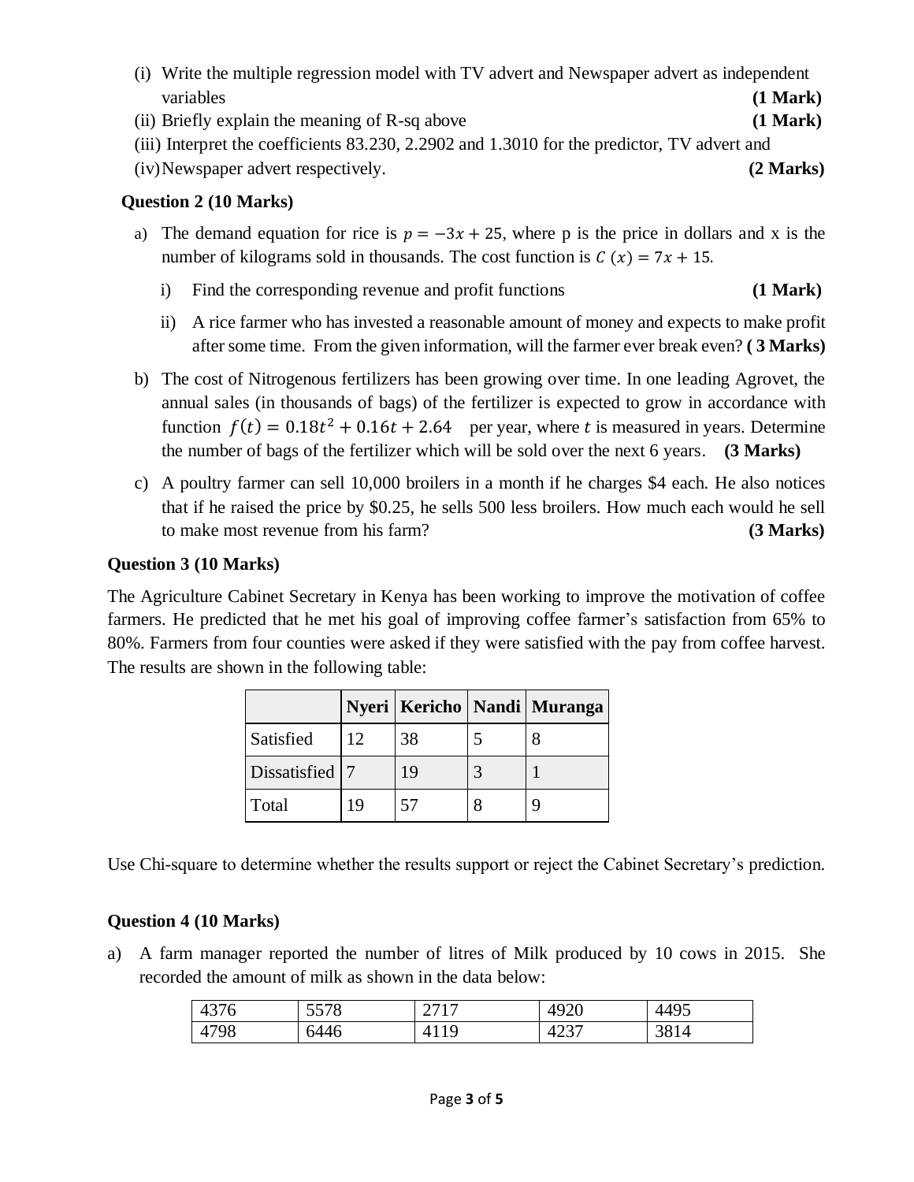(i) Write the multiple regression model with TV advert and Newspaper advert as independent variables **(1 Mark)**

(ii) Briefly explain the meaning of R-sq above **(1 Mark)**

(iii) Interpret the coefficients 83.230, 2.2902 and 1.3010 for the predictor, TV advert and

(iv) Newspaper advert respectively. **(2 Marks)**

**Question 2 (10 Marks)**

a) The demand equation for rice is $p = -3x + 25$, where p is the price in dollars and x is the number of kilograms sold in thousands. The cost function is $C(x) = 7x + 15$.

   i) Find the corresponding revenue and profit functions **(1 Mark)**

   ii) A rice farmer who has invested a reasonable amount of money and expects to make profit after some time. From the given information, will the farmer ever break even? **( 3 Marks)**

b) The cost of Nitrogenous fertilizers has been growing over time. In one leading Agrovet, the annual sales (in thousands of bags) of the fertilizer is expected to grow in accordance with function $f(t) = 0.18t^2 + 0.16t + 2.64$ per year, where $t$ is measured in years. Determine the number of bags of the fertilizer which will be sold over the next 6 years. **(3 Marks)**

c) A poultry farmer can sell 10,000 broilers in a month if he charges $4 each. He also notices that if he raised the price by $0.25, he sells 500 less broilers. How much each would he sell to make most revenue from his farm? **(3 Marks)**

**Question 3 (10 Marks)**

The Agriculture Cabinet Secretary in Kenya has been working to improve the motivation of coffee farmers. He predicted that he met his goal of improving coffee farmer's satisfaction from 65% to 80%. Farmers from four counties were asked if they were satisfied with the pay from coffee harvest. The results are shown in the following table:

| | Nyeri | Kericho | Nandi | Muranga |
|---|---|---|---|---|
| Satisfied | 12 | 38 | 5 | 8 |
| Dissatisfied | 7 | 19 | 3 | 1 |
| Total | 19 | 57 | 8 | 9 |

Use Chi-square to determine whether the results support or reject the Cabinet Secretary's prediction.

**Question 4 (10 Marks)**

a) A farm manager reported the number of litres of Milk produced by 10 cows in 2015. She recorded the amount of milk as shown in the data below:

| 4376 | 5578 | 2717 | 4920 | 4495 |
|---|---|---|---|---|
| 4798 | 6446 | 4119 | 4237 | 3814 |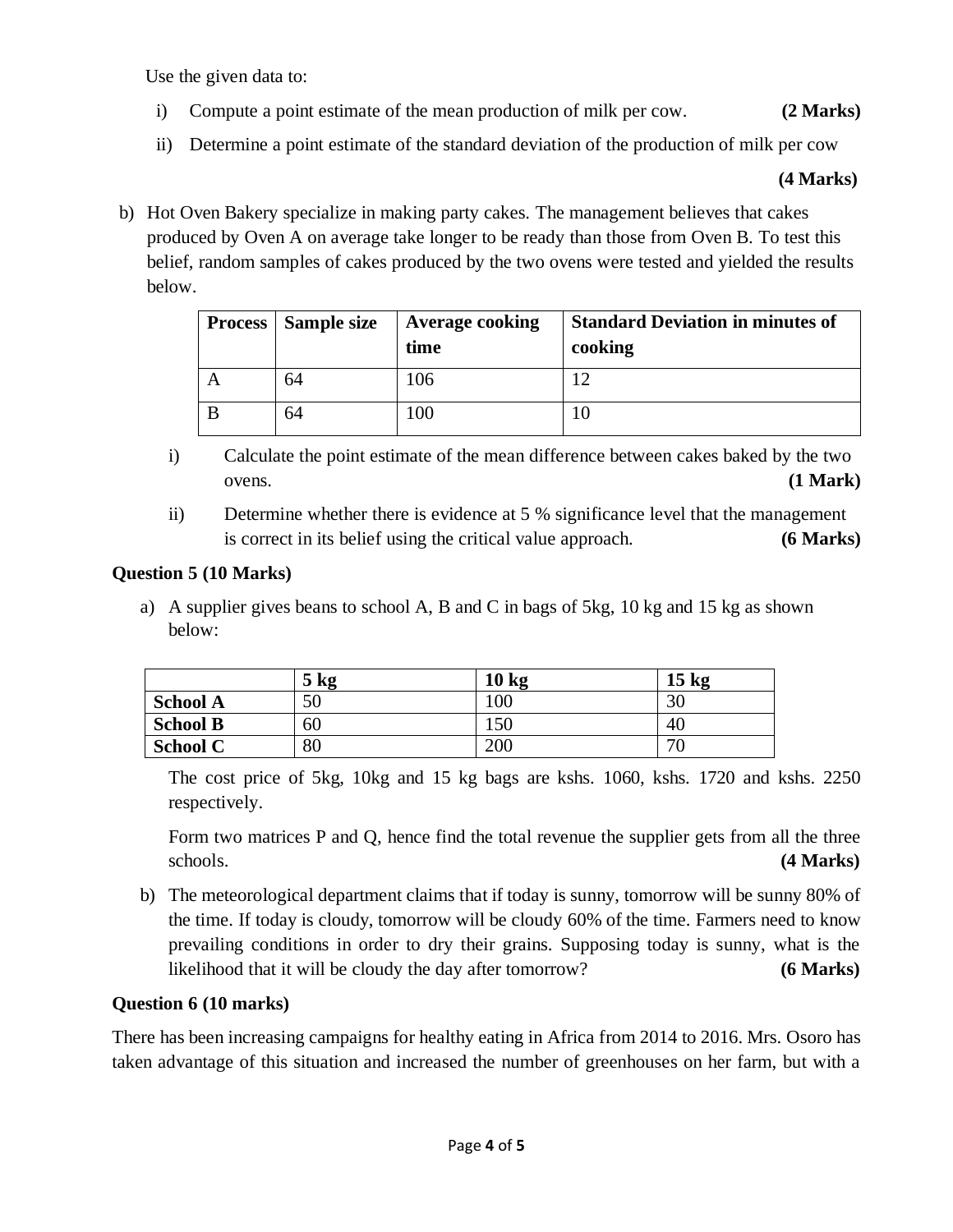Use the given data to:

i) Compute a point estimate of the mean production of milk per cow. **(2 Marks)**

ii) Determine a point estimate of the standard deviation of the production of milk per cow **(4 Marks)**

b) Hot Oven Bakery specialize in making party cakes. The management believes that cakes produced by Oven A on average take longer to be ready than those from Oven B. To test this belief, random samples of cakes produced by the two ovens were tested and yielded the results below.

| Process | Sample size | Average cooking time | Standard Deviation in minutes of cooking |
|---|---|---|---|
| A | 64 | 106 | 12 |
| B | 64 | 100 | 10 |

i) Calculate the point estimate of the mean difference between cakes baked by the two ovens. **(1 Mark)**

ii) Determine whether there is evidence at 5 % significance level that the management is correct in its belief using the critical value approach. **(6 Marks)**

**Question 5 (10 Marks)**

a) A supplier gives beans to school A, B and C in bags of 5kg, 10 kg and 15 kg as shown below:

| | 5 kg | 10 kg | 15 kg |
|---|---|---|---|
| **School A** | 50 | 100 | 30 |
| **School B** | 60 | 150 | 40 |
| **School C** | 80 | 200 | 70 |

The cost price of 5kg, 10kg and 15 kg bags are kshs. 1060, kshs. 1720 and kshs. 2250 respectively.

Form two matrices P and Q, hence find the total revenue the supplier gets from all the three schools. **(4 Marks)**

b) The meteorological department claims that if today is sunny, tomorrow will be sunny 80% of the time. If today is cloudy, tomorrow will be cloudy 60% of the time. Farmers need to know prevailing conditions in order to dry their grains. Supposing today is sunny, what is the likelihood that it will be cloudy the day after tomorrow? **(6 Marks)**

**Question 6 (10 marks)**

There has been increasing campaigns for healthy eating in Africa from 2014 to 2016. Mrs. Osoro has taken advantage of this situation and increased the number of greenhouses on her farm, but with a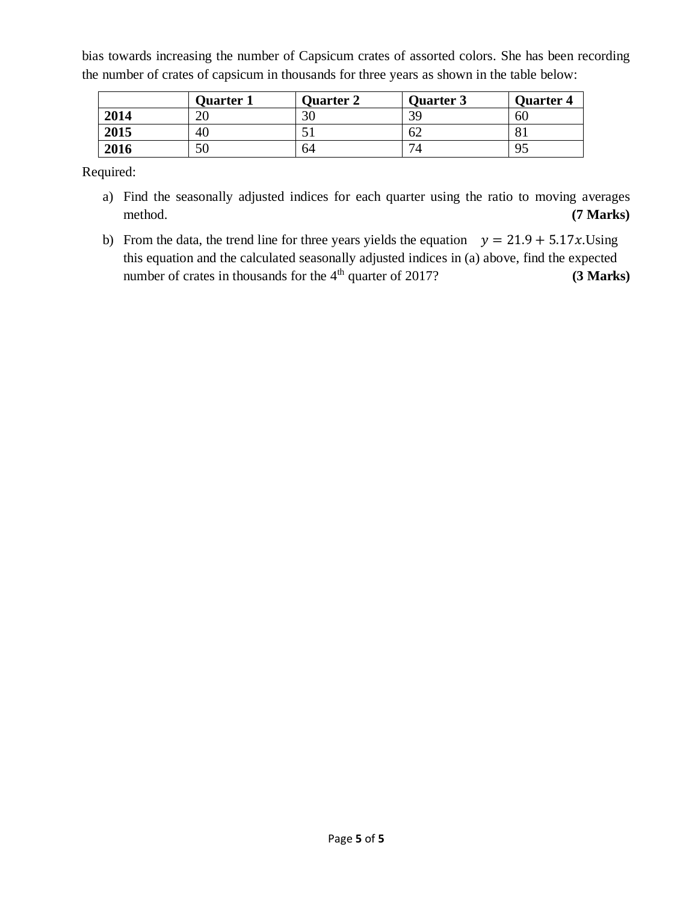bias towards increasing the number of Capsicum crates of assorted colors. She has been recording the number of crates of capsicum in thousands for three years as shown in the table below:

| | Quarter 1 | Quarter 2 | Quarter 3 | Quarter 4 |
|---|---|---|---|---|
| **2014** | 20 | 30 | 39 | 60 |
| **2015** | 40 | 51 | 62 | 81 |
| **2016** | 50 | 64 | 74 | 95 |

Required:

a) Find the seasonally adjusted indices for each quarter using the ratio to moving averages method. **(7 Marks)**

b) From the data, the trend line for three years yields the equation $y = 21.9 + 5.17x$. Using this equation and the calculated seasonally adjusted indices in (a) above, find the expected number of crates in thousands for the 4$^{th}$ quarter of 2017? **(3 Marks)**